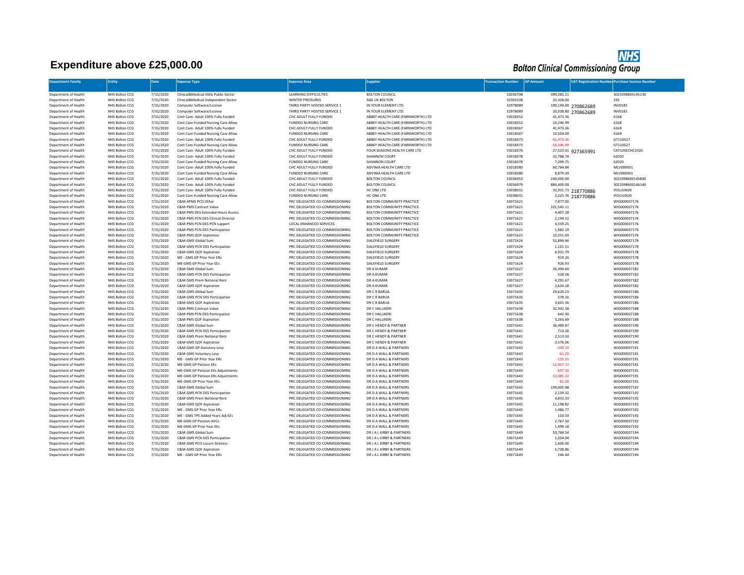# Expenditure above £25,000.00

**NHS**
**Bolton Clinical Commissioning Group**

| Department Family | Entity | Date | Expense Type | Expense Area | Supplier | Transaction Number | AP Amount | VAT Registration Number | Purchase Invoice Number |
|---|---|---|---|---|---|---|---|---|---|
| Department of Health | NHS Bolton CCG | 7/31/2020 | Clinical&Medical-Othe Public Sector | LEARNING DIFFICULTIES | BOLTON COUNCIL | 32036708 | 399,285.21 | | 3023398600145130 |
| Department of Health | NHS Bolton CCG | 7/31/2020 | Clinical&Medical-Independent Sector | WINTER PRESSURES | AGE UK BOLTON | 32303108 | 33,328.00 | | 335 |
| Department of Health | NHS Bolton CCG | 7/31/2020 | Computer Software/License | THIRD PARTY HOSTED SERVICE 1 | IN YOUR ELEMENT LTD | 32978089 | 100,194.00 | 270862689 | INV0185 |
| Department of Health | NHS Bolton CCG | 7/31/2020 | Computer Software/License | THIRD PARTY HOSTED SERVICE 1 | IN YOUR ELEMENT LTD | 32978089 | 20,038.80 | 270862689 | INV0185 |
| Department of Health | NHS Bolton CCG | 7/31/2020 | Cont Care- Adult 100% Fully Funded | CHC ADULT FULLY FUNDED | ABBEY HEALTH CARE (FARNWORTH) LTD | 33018352 | 41,473.36 | | 6168 |
| Department of Health | NHS Bolton CCG | 7/31/2020 | Cont Care-Funded Nursing Care Allow | FUNDED NURSING CARE | ABBEY HEALTH CARE (FARNWORTH) LTD | 33018352 | 10,246.99 | | 6168 |
| Department of Health | NHS Bolton CCG | 7/31/2020 | Cont Care- Adult 100% Fully Funded | CHC ADULT FULLY FUNDED | ABBEY HEALTH CARE (FARNWORTH) LTD | 33018367 | 41,473.36 | | 6169 |
| Department of Health | NHS Bolton CCG | 7/31/2020 | Cont Care-Funded Nursing Care Allow | FUNDED NURSING CARE | ABBEY HEALTH CARE (FARNWORTH) LTD | 33018367 | 10,504.09 | | 6169 |
| Department of Health | NHS Bolton CCG | 7/31/2020 | Cont Care- Adult 100% Fully Funded | CHC ADULT FULLY FUNDED | ABBEY HEALTH CARE (FARNWORTH) LTD | 33018373 | -41,473.36 | | GT110527 |
| Department of Health | NHS Bolton CCG | 7/31/2020 | Cont Care-Funded Nursing Care Allow | FUNDED NURSING CARE | ABBEY HEALTH CARE (FARNWORTH) LTD | 33018373 | -10,246.99 | | GT110527 |
| Department of Health | NHS Bolton CCG | 7/31/2020 | Cont Care- Adult 100% Fully Funded | CHC ADULT FULLY FUNDED | FOUR SEASONS HEALTH CARE LTD | 33018376 | 27,523.01 | 927365991 | CATJUNECHC2020 |
| Department of Health | NHS Bolton CCG | 7/31/2020 | Cont Care- Adult 100% Fully Funded | CHC ADULT FULLY FUNDED | SHANNON COURT | 33018378 | 32,788.74 | | 62020 |
| Department of Health | NHS Bolton CCG | 7/31/2020 | Cont Care-Funded Nursing Care Allow | FUNDED NURSING CARE | SHANNON COURT | 33018378 | 7,299.75 | | 62020 |
| Department of Health | NHS Bolton CCG | 7/31/2020 | Cont Care- Adult 100% Fully Funded | CHC ADULT FULLY FUNDED | ADVINIA HEALTH CARE LTD | 33018380 | 60,784.84 | | MLV000001 |
| Department of Health | NHS Bolton CCG | 7/31/2020 | Cont Care-Funded Nursing Care Allow | FUNDED NURSING CARE | ADVINIA HEALTH CARE LTD | 33018380 | 8,879.39 | | MLV000001 |
| Department of Health | NHS Bolton CCG | 7/31/2020 | Cont Care- Adult 100% Fully Funded | CHC ADULT FULLY FUNDED | BOLTON COUNCIL | 33036953 | 240,000.00 | | 3023398600145800 |
| Department of Health | NHS Bolton CCG | 7/31/2020 | Cont Care- Adult 100% Fully Funded | CHC ADULT FULLY FUNDED | BOLTON COUNCIL | 33036979 | 884,400.00 | | 3023398600146140 |
| Department of Health | NHS Bolton CCG | 7/31/2020 | Cont Care- Adult 100% Fully Funded | CHC ADULT FULLY FUNDED | HC ONE LTD | 33038031 | 33,931.73 | 218770886 | IFOUJUN20 |
| Department of Health | NHS Bolton CCG | 7/31/2020 | Cont Care-Funded Nursing Care Allow | FUNDED NURSING CARE | HC ONE LTD | 33038031 | 3,225.76 | 218770886 | IFOUJUN20 |
| Department of Health | NHS Bolton CCG | 7/31/2020 | C&M-APMS PCO Other | PRC DELEGATED CO-COMMISSIONING | BOLTON COMMUNITY PRACTICE | 33071621 | 7,877.00 | | WIG000037176 |
| Department of Health | NHS Bolton CCG | 7/31/2020 | C&M-PMS Contract Value | PRC DELEGATED CO-COMMISSIONING | BOLTON COMMUNITY PRACTICE | 33071621 | 101,545.11 | | WIG000037176 |
| Department of Health | NHS Bolton CCG | 7/31/2020 | C&M-PMS DES Extended Hours Access | PRC DELEGATED CO-COMMISSIONING | BOLTON COMMUNITY PRACTICE | 33071621 | 4,407.28 | | WIG000037176 |
| Department of Health | NHS Bolton CCG | 7/31/2020 | C&M-PMS PCN DES Clinical Director | PRC DELEGATED CO-COMMISSIONING | BOLTON COMMUNITY PRACTICE | 33071621 | 2,194.52 | | WIG000037176 |
| Department of Health | NHS Bolton CCG | 7/31/2020 | C&M-PMS PCN DES PCN support | LOCAL ENHANCED SERVICES | BOLTON COMMUNITY PRACTICE | 33071621 | 4,559.25 | | WIG000037176 |
| Department of Health | NHS Bolton CCG | 7/31/2020 | C&M-PMS PCN DES Participation | PRC DELEGATED CO-COMMISSIONING | BOLTON COMMUNITY PRACTICE | 33071621 | 1,982.19 | | WIG000037176 |
| Department of Health | NHS Bolton CCG | 7/31/2020 | C&M-PMS QOF Aspiration | PRC DELEGATED CO-COMMISSIONING | BOLTON COMMUNITY PRACTICE | 33071621 | 10,251.69 | | WIG000037176 |
| Department of Health | NHS Bolton CCG | 7/31/2020 | C&M-GMS Global Sum | PRC DELEGATED CO-COMMISSIONING | DALEFIELD SURGERY | 33071624 | 55,894.46 | | WIG000037178 |
| Department of Health | NHS Bolton CCG | 7/31/2020 | C&M-GMS PCN DES Participation | PRC DELEGATED CO-COMMISSIONING | DALEFIELD SURGERY | 33071624 | 1,101.51 | | WIG000037178 |
| Department of Health | NHS Bolton CCG | 7/31/2020 | C&M-GMS QOF Aspiration | PRC DELEGATED CO-COMMISSIONING | DALEFIELD SURGERY | 33071624 | 6,931.79 | | WIG000037178 |
| Department of Health | NHS Bolton CCG | 7/31/2020 | ME - GMS GP Prior Year ERs | PRC DELEGATED CO-COMMISSIONING | DALEFIELD SURGERY | 33071624 | 919.26 | | WIG000037178 |
| Department of Health | NHS Bolton CCG | 7/31/2020 | ME-GMS GP Prior Year EEs | PRC DELEGATED CO-COMMISSIONING | DALEFIELD SURGERY | 33071624 | 926.93 | | WIG000037178 |
| Department of Health | NHS Bolton CCG | 7/31/2020 | C&M-GMS Global Sum | PRC DELEGATED CO-COMMISSIONING | DR A KUMAR | 33071627 | 26,494.60 | | WIG000037182 |
| Department of Health | NHS Bolton CCG | 7/31/2020 | C&M-GMS PCN DES Participation | PRC DELEGATED CO-COMMISSIONING | DR A KUMAR | 33071627 | 528.58 | | WIG000037182 |
| Department of Health | NHS Bolton CCG | 7/31/2020 | C&M-GMS Prem Notional Rent | PRC DELEGATED CO-COMMISSIONING | DR A KUMAR | 33071627 | 4,291.67 | | WIG000037182 |
| Department of Health | NHS Bolton CCG | 7/31/2020 | C&M-GMS QOF Aspiration | PRC DELEGATED CO-COMMISSIONING | DR A KUMAR | 33071627 | 2,634.18 | | WIG000037182 |
| Department of Health | NHS Bolton CCG | 7/31/2020 | C&M-GMS Global Sum | PRC DELEGATED CO-COMMISSIONING | DR C R BARUA | 33071635 | 29,620.23 | | WIG000037186 |
| Department of Health | NHS Bolton CCG | 7/31/2020 | C&M-GMS PCN DES Participation | PRC DELEGATED CO-COMMISSIONING | DR C R BARUA | 33071635 | 578.16 | | WIG000037186 |
| Department of Health | NHS Bolton CCG | 7/31/2020 | C&M-GMS QOF Aspiration | PRC DELEGATED CO-COMMISSIONING | DR C R BARUA | 33071635 | 3,601.56 | | WIG000037186 |
| Department of Health | NHS Bolton CCG | 7/31/2020 | C&M-PMS Contract Value | PRC DELEGATED CO-COMMISSIONING | DR C HALLIKERI | 33071638 | 32,942.38 | | WIG000037188 |
| Department of Health | NHS Bolton CCG | 7/31/2020 | C&M-PMS PCN DES Participation | PRC DELEGATED CO-COMMISSIONING | DR C HALLIKERI | 33071638 | 642.30 | | WIG000037188 |
| Department of Health | NHS Bolton CCG | 7/31/2020 | C&M-PMS QOF Aspiration | PRC DELEGATED CO-COMMISSIONING | DR C HALLIKERI | 33071638 | 3,265.69 | | WIG000037188 |
| Department of Health | NHS Bolton CCG | 7/31/2020 | C&M-GMS Global Sum | PRC DELEGATED CO-COMMISSIONING | DR C HENDY & PARTNER | 33071641 | 36,489.87 | | WIG000037190 |
| Department of Health | NHS Bolton CCG | 7/31/2020 | C&M-GMS PCN DES Participation | PRC DELEGATED CO-COMMISSIONING | DR C HENDY & PARTNER | 33071641 | 713.26 | | WIG000037190 |
| Department of Health | NHS Bolton CCG | 7/31/2020 | C&M-GMS Prem Notional Rent | PRC DELEGATED CO-COMMISSIONING | DR C HENDY & PARTNER | 33071641 | 2,513.50 | | WIG000037190 |
| Department of Health | NHS Bolton CCG | 7/31/2020 | C&M-GMS QOF Aspiration | PRC DELEGATED CO-COMMISSIONING | DR C HENDY & PARTNER | 33071641 | 3,576.06 | | WIG000037190 |
| Department of Health | NHS Bolton CCG | 7/31/2020 | C&M-GMS GP Statutory Levy | PRC DELEGATED CO-COMMISSIONING | DR D A WALL & PARTNERS | 33071643 | -249.33 | | WIG000037191 |
| Department of Health | NHS Bolton CCG | 7/31/2020 | C&M-GMS Voluntary Levy | PRC DELEGATED CO-COMMISSIONING | DR D A WALL & PARTNERS | 33071643 | -61.20 | | WIG000037191 |
| Department of Health | NHS Bolton CCG | 7/31/2020 | ME - GMS GP Prior Year ERs | PRC DELEGATED CO-COMMISSIONING | DR D A WALL & PARTNERS | 33071643 | -125.25 | | WIG000037191 |
| Department of Health | NHS Bolton CCG | 7/31/2020 | ME-GMS GP Pension EEs | PRC DELEGATED CO-COMMISSIONING | DR D A WALL & PARTNERS | 33071643 | -11,957.17 | | WIG000037191 |
| Department of Health | NHS Bolton CCG | 7/31/2020 | ME-GMS GP Pension EEs Adjustments | PRC DELEGATED CO-COMMISSIONING | DR D A WALL & PARTNERS | 33071643 | -697.50 | | WIG000037191 |
| Department of Health | NHS Bolton CCG | 7/31/2020 | ME-GMS GP Pension ERs Adjustments | PRC DELEGATED CO-COMMISSIONING | DR D A WALL & PARTNERS | 33071643 | -13,385.22 | | WIG000037191 |
| Department of Health | NHS Bolton CCG | 7/31/2020 | ME-GMS GP Prior Year EEs | PRC DELEGATED CO-COMMISSIONING | DR D A WALL & PARTNERS | 33071643 | -81.00 | | WIG000037191 |
| Department of Health | NHS Bolton CCG | 7/31/2020 | C&M-GMS Global Sum | PRC DELEGATED CO-COMMISSIONING | DR D A WALL & PARTNERS | 33071645 | 109,005.98 | | WIG000037192 |
| Department of Health | NHS Bolton CCG | 7/31/2020 | C&M-GMS PCN DES Participation | PRC DELEGATED CO-COMMISSIONING | DR D A WALL & PARTNERS | 33071645 | 2,159.32 | | WIG000037192 |
| Department of Health | NHS Bolton CCG | 7/31/2020 | C&M-GMS Prem Notional Rent | PRC DELEGATED CO-COMMISSIONING | DR D A WALL & PARTNERS | 33071645 | 4,833.33 | | WIG000037192 |
| Department of Health | NHS Bolton CCG | 7/31/2020 | C&M-GMS QOF Aspiration | PRC DELEGATED CO-COMMISSIONING | DR D A WALL & PARTNERS | 33071645 | 11,198.82 | | WIG000037192 |
| Department of Health | NHS Bolton CCG | 7/31/2020 | ME - GMS GP Prior Year ERs | PRC DELEGATED CO-COMMISSIONING | DR D A WALL & PARTNERS | 33071645 | 1,486.77 | | WIG000037192 |
| Department of Health | NHS Bolton CCG | 7/31/2020 | ME - GMS TPS Added Years Adj EEs | PRC DELEGATED CO-COMMISSIONING | DR D A WALL & PARTNERS | 33071645 | 103.03 | | WIG000037192 |
| Department of Health | NHS Bolton CCG | 7/31/2020 | ME-GMS GP Pension AVCs | PRC DELEGATED CO-COMMISSIONING | DR D A WALL & PARTNERS | 33071645 | 2,767.50 | | WIG000037192 |
| Department of Health | NHS Bolton CCG | 7/31/2020 | ME-GMS GP Prior Year EEs | PRC DELEGATED CO-COMMISSIONING | DR D A WALL & PARTNERS | 33071645 | 1,499.18 | | WIG000037192 |
| Department of Health | NHS Bolton CCG | 7/31/2020 | C&M-GMS Global Sum | PRC DELEGATED CO-COMMISSIONING | DR J A L KIRBY & PARTNERS | 33071649 | 53,768.54 | | WIG000037194 |
| Department of Health | NHS Bolton CCG | 7/31/2020 | C&M-GMS PCN DES Participation | PRC DELEGATED CO-COMMISSIONING | DR J A L KIRBY & PARTNERS | 33071649 | 1,034.04 | | WIG000037194 |
| Department of Health | NHS Bolton CCG | 7/31/2020 | C&M-GMS PCO Locum Sickness | PRC DELEGATED CO-COMMISSIONING | DR J A L KIRBY & PARTNERS | 33071649 | 1,600.00 | | WIG000037194 |
| Department of Health | NHS Bolton CCG | 7/31/2020 | C&M-GMS QOF Aspiration | PRC DELEGATED CO-COMMISSIONING | DR J A L KIRBY & PARTNERS | 33071649 | 5,728.86 | | WIG000037194 |
| Department of Health | NHS Bolton CCG | 7/31/2020 | ME - GMS GP Prior Year ERs | PRC DELEGATED CO-COMMISSIONING | DR J A L KIRBY & PARTNERS | 33071649 | 246.44 | | WIG000037194 |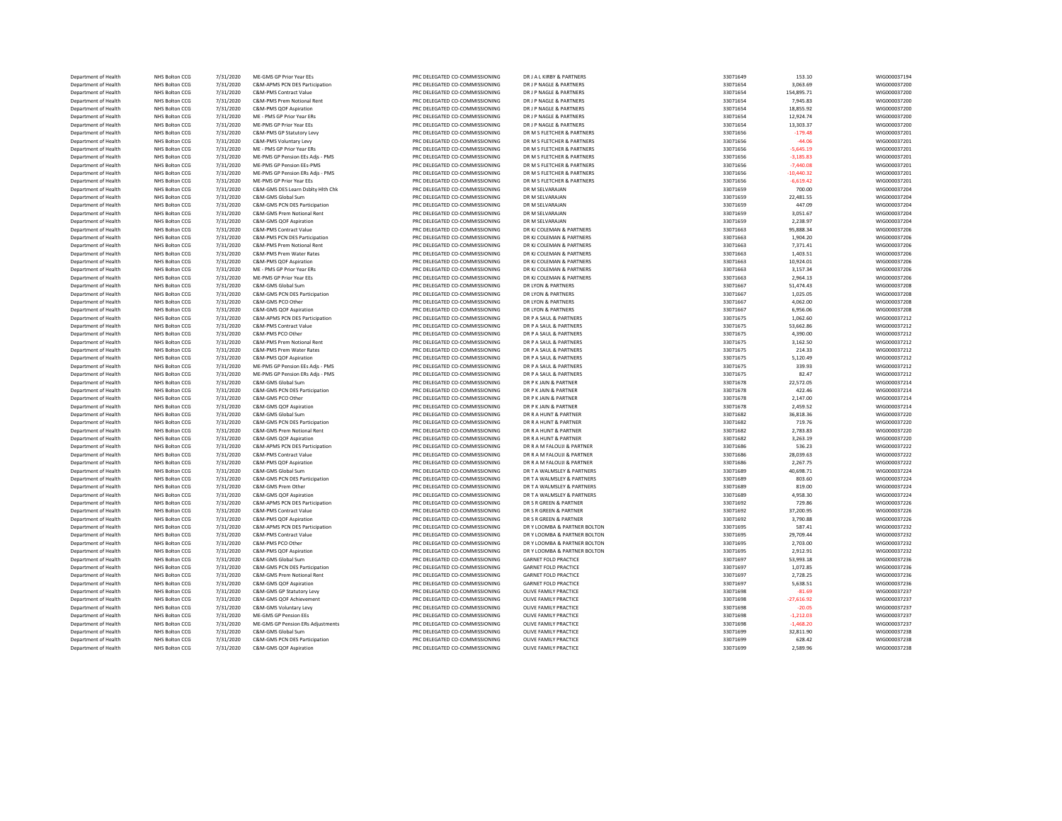| | | | | | | | | |
|---|---|---|---|---|---|---|---|---|
| Department of Health | NHS Bolton CCG | 7/31/2020 | ME-GMS GP Prior Year EEs | PRC DELEGATED CO-COMMISSIONING | DR J A L KIRBY & PARTNERS | 33071649 | 153.10 | WIG000037194 |
| Department of Health | NHS Bolton CCG | 7/31/2020 | C&M-APMS PCN DES Participation | PRC DELEGATED CO-COMMISSIONING | DR J P NAGLE & PARTNERS | 33071654 | 3,063.69 | WIG000037200 |
| Department of Health | NHS Bolton CCG | 7/31/2020 | C&M-PMS Contract Value | PRC DELEGATED CO-COMMISSIONING | DR J P NAGLE & PARTNERS | 33071654 | 154,895.71 | WIG000037200 |
| Department of Health | NHS Bolton CCG | 7/31/2020 | C&M-PMS Prem Notional Rent | PRC DELEGATED CO-COMMISSIONING | DR J P NAGLE & PARTNERS | 33071654 | 7,945.83 | WIG000037200 |
| Department of Health | NHS Bolton CCG | 7/31/2020 | C&M-PMS QOF Aspiration | PRC DELEGATED CO-COMMISSIONING | DR J P NAGLE & PARTNERS | 33071654 | 18,855.92 | WIG000037200 |
| Department of Health | NHS Bolton CCG | 7/31/2020 | ME - PMS GP Prior Year ERs | PRC DELEGATED CO-COMMISSIONING | DR J P NAGLE & PARTNERS | 33071654 | 12,924.74 | WIG000037200 |
| Department of Health | NHS Bolton CCG | 7/31/2020 | ME-PMS GP Prior Year EEs | PRC DELEGATED CO-COMMISSIONING | DR J P NAGLE & PARTNERS | 33071654 | 13,303.37 | WIG000037200 |
| Department of Health | NHS Bolton CCG | 7/31/2020 | C&M-PMS GP Statutory Levy | PRC DELEGATED CO-COMMISSIONING | DR M S FLETCHER & PARTNERS | 33071656 | -179.48 | WIG000037201 |
| Department of Health | NHS Bolton CCG | 7/31/2020 | C&M-PMS Voluntary Levy | PRC DELEGATED CO-COMMISSIONING | DR M S FLETCHER & PARTNERS | 33071656 | -44.06 | WIG000037201 |
| Department of Health | NHS Bolton CCG | 7/31/2020 | ME - PMS GP Prior Year ERs | PRC DELEGATED CO-COMMISSIONING | DR M S FLETCHER & PARTNERS | 33071656 | -5,645.19 | WIG000037201 |
| Department of Health | NHS Bolton CCG | 7/31/2020 | ME-PMS GP Pension EEs Adjs - PMS | PRC DELEGATED CO-COMMISSIONING | DR M S FLETCHER & PARTNERS | 33071656 | -3,185.83 | WIG000037201 |
| Department of Health | NHS Bolton CCG | 7/31/2020 | ME-PMS GP Pension EEs-PMS | PRC DELEGATED CO-COMMISSIONING | DR M S FLETCHER & PARTNERS | 33071656 | -7,440.08 | WIG000037201 |
| Department of Health | NHS Bolton CCG | 7/31/2020 | ME-PMS GP Pension ERs Adjs - PMS | PRC DELEGATED CO-COMMISSIONING | DR M S FLETCHER & PARTNERS | 33071656 | -10,440.32 | WIG000037201 |
| Department of Health | NHS Bolton CCG | 7/31/2020 | ME-PMS GP Prior Year EEs | PRC DELEGATED CO-COMMISSIONING | DR M S FLETCHER & PARTNERS | 33071656 | -6,619.42 | WIG000037201 |
| Department of Health | NHS Bolton CCG | 7/31/2020 | C&M-GMS DES Learn Dsblty Hlth Chk | PRC DELEGATED CO-COMMISSIONING | DR M SELVARAJAN | 33071659 | 700.00 | WIG000037204 |
| Department of Health | NHS Bolton CCG | 7/31/2020 | C&M-GMS Global Sum | PRC DELEGATED CO-COMMISSIONING | DR M SELVARAJAN | 33071659 | 22,481.55 | WIG000037204 |
| Department of Health | NHS Bolton CCG | 7/31/2020 | C&M-GMS PCN DES Participation | PRC DELEGATED CO-COMMISSIONING | DR M SELVARAJAN | 33071659 | 447.09 | WIG000037204 |
| Department of Health | NHS Bolton CCG | 7/31/2020 | C&M-GMS Prem Notional Rent | PRC DELEGATED CO-COMMISSIONING | DR M SELVARAJAN | 33071659 | 3,051.67 | WIG000037204 |
| Department of Health | NHS Bolton CCG | 7/31/2020 | C&M-GMS QOF Aspiration | PRC DELEGATED CO-COMMISSIONING | DR M SELVARAJAN | 33071659 | 2,238.97 | WIG000037204 |
| Department of Health | NHS Bolton CCG | 7/31/2020 | C&M-PMS Contract Value | PRC DELEGATED CO-COMMISSIONING | DR KJ COLEMAN & PARTNERS | 33071663 | 95,888.34 | WIG000037206 |
| Department of Health | NHS Bolton CCG | 7/31/2020 | C&M-PMS PCN DES Participation | PRC DELEGATED CO-COMMISSIONING | DR KJ COLEMAN & PARTNERS | 33071663 | 1,904.20 | WIG000037206 |
| Department of Health | NHS Bolton CCG | 7/31/2020 | C&M-PMS Prem Notional Rent | PRC DELEGATED CO-COMMISSIONING | DR KJ COLEMAN & PARTNERS | 33071663 | 7,371.41 | WIG000037206 |
| Department of Health | NHS Bolton CCG | 7/31/2020 | C&M-PMS Prem Water Rates | PRC DELEGATED CO-COMMISSIONING | DR KJ COLEMAN & PARTNERS | 33071663 | 1,403.51 | WIG000037206 |
| Department of Health | NHS Bolton CCG | 7/31/2020 | C&M-PMS QOF Aspiration | PRC DELEGATED CO-COMMISSIONING | DR KJ COLEMAN & PARTNERS | 33071663 | 10,924.01 | WIG000037206 |
| Department of Health | NHS Bolton CCG | 7/31/2020 | ME - PMS GP Prior Year ERs | PRC DELEGATED CO-COMMISSIONING | DR KJ COLEMAN & PARTNERS | 33071663 | 3,157.34 | WIG000037206 |
| Department of Health | NHS Bolton CCG | 7/31/2020 | ME-PMS GP Prior Year EEs | PRC DELEGATED CO-COMMISSIONING | DR KJ COLEMAN & PARTNERS | 33071663 | 2,964.13 | WIG000037206 |
| Department of Health | NHS Bolton CCG | 7/31/2020 | C&M-GMS Global Sum | PRC DELEGATED CO-COMMISSIONING | DR LYON & PARTNERS | 33071667 | 51,474.43 | WIG000037208 |
| Department of Health | NHS Bolton CCG | 7/31/2020 | C&M-GMS PCN DES Participation | PRC DELEGATED CO-COMMISSIONING | DR LYON & PARTNERS | 33071667 | 1,025.05 | WIG000037208 |
| Department of Health | NHS Bolton CCG | 7/31/2020 | C&M-GMS PCO Other | PRC DELEGATED CO-COMMISSIONING | DR LYON & PARTNERS | 33071667 | 4,062.00 | WIG000037208 |
| Department of Health | NHS Bolton CCG | 7/31/2020 | C&M-GMS QOF Aspiration | PRC DELEGATED CO-COMMISSIONING | DR LYON & PARTNERS | 33071667 | 6,956.06 | WIG000037208 |
| Department of Health | NHS Bolton CCG | 7/31/2020 | C&M-APMS PCN DES Participation | PRC DELEGATED CO-COMMISSIONING | DR P A SAUL & PARTNERS | 33071675 | 1,062.60 | WIG000037212 |
| Department of Health | NHS Bolton CCG | 7/31/2020 | C&M-PMS Contract Value | PRC DELEGATED CO-COMMISSIONING | DR P A SAUL & PARTNERS | 33071675 | 53,662.86 | WIG000037212 |
| Department of Health | NHS Bolton CCG | 7/31/2020 | C&M-PMS PCO Other | PRC DELEGATED CO-COMMISSIONING | DR P A SAUL & PARTNERS | 33071675 | 4,390.00 | WIG000037212 |
| Department of Health | NHS Bolton CCG | 7/31/2020 | C&M-PMS Prem Notional Rent | PRC DELEGATED CO-COMMISSIONING | DR P A SAUL & PARTNERS | 33071675 | 3,162.50 | WIG000037212 |
| Department of Health | NHS Bolton CCG | 7/31/2020 | C&M-PMS Prem Water Rates | PRC DELEGATED CO-COMMISSIONING | DR P A SAUL & PARTNERS | 33071675 | 214.33 | WIG000037212 |
| Department of Health | NHS Bolton CCG | 7/31/2020 | C&M-PMS QOF Aspiration | PRC DELEGATED CO-COMMISSIONING | DR P A SAUL & PARTNERS | 33071675 | 5,120.49 | WIG000037212 |
| Department of Health | NHS Bolton CCG | 7/31/2020 | ME-PMS GP Pension EEs Adjs - PMS | PRC DELEGATED CO-COMMISSIONING | DR P A SAUL & PARTNERS | 33071675 | 339.93 | WIG000037212 |
| Department of Health | NHS Bolton CCG | 7/31/2020 | ME-PMS GP Pension ERs Adjs - PMS | PRC DELEGATED CO-COMMISSIONING | DR P A SAUL & PARTNERS | 33071675 | 82.47 | WIG000037212 |
| Department of Health | NHS Bolton CCG | 7/31/2020 | C&M-GMS Global Sum | PRC DELEGATED CO-COMMISSIONING | DR P K JAIN & PARTNER | 33071678 | 22,572.05 | WIG000037214 |
| Department of Health | NHS Bolton CCG | 7/31/2020 | C&M-GMS PCN DES Participation | PRC DELEGATED CO-COMMISSIONING | DR P K JAIN & PARTNER | 33071678 | 422.46 | WIG000037214 |
| Department of Health | NHS Bolton CCG | 7/31/2020 | C&M-GMS PCO Other | PRC DELEGATED CO-COMMISSIONING | DR P K JAIN & PARTNER | 33071678 | 2,147.00 | WIG000037214 |
| Department of Health | NHS Bolton CCG | 7/31/2020 | C&M-GMS QOF Aspiration | PRC DELEGATED CO-COMMISSIONING | DR P K JAIN & PARTNER | 33071678 | 2,459.52 | WIG000037214 |
| Department of Health | NHS Bolton CCG | 7/31/2020 | C&M-GMS Global Sum | PRC DELEGATED CO-COMMISSIONING | DR R A HUNT & PARTNER | 33071682 | 36,818.36 | WIG000037220 |
| Department of Health | NHS Bolton CCG | 7/31/2020 | C&M-GMS PCN DES Participation | PRC DELEGATED CO-COMMISSIONING | DR R A HUNT & PARTNER | 33071682 | 719.76 | WIG000037220 |
| Department of Health | NHS Bolton CCG | 7/31/2020 | C&M-GMS Prem Notional Rent | PRC DELEGATED CO-COMMISSIONING | DR R A HUNT & PARTNER | 33071682 | 2,783.83 | WIG000037220 |
| Department of Health | NHS Bolton CCG | 7/31/2020 | C&M-GMS QOF Aspiration | PRC DELEGATED CO-COMMISSIONING | DR R A HUNT & PARTNER | 33071682 | 3,263.19 | WIG000037220 |
| Department of Health | NHS Bolton CCG | 7/31/2020 | C&M-APMS PCN DES Participation | PRC DELEGATED CO-COMMISSIONING | DR R A M FALOUJI & PARTNER | 33071686 | 536.23 | WIG000037222 |
| Department of Health | NHS Bolton CCG | 7/31/2020 | C&M-PMS Contract Value | PRC DELEGATED CO-COMMISSIONING | DR R A M FALOUJI & PARTNER | 33071686 | 28,039.63 | WIG000037222 |
| Department of Health | NHS Bolton CCG | 7/31/2020 | C&M-PMS QOF Aspiration | PRC DELEGATED CO-COMMISSIONING | DR R A M FALOUJI & PARTNER | 33071686 | 2,267.75 | WIG000037222 |
| Department of Health | NHS Bolton CCG | 7/31/2020 | C&M-GMS Global Sum | PRC DELEGATED CO-COMMISSIONING | DR T A WALMSLEY & PARTNERS | 33071689 | 40,698.71 | WIG000037224 |
| Department of Health | NHS Bolton CCG | 7/31/2020 | C&M-GMS PCN DES Participation | PRC DELEGATED CO-COMMISSIONING | DR T A WALMSLEY & PARTNERS | 33071689 | 803.60 | WIG000037224 |
| Department of Health | NHS Bolton CCG | 7/31/2020 | C&M-GMS Prem Other | PRC DELEGATED CO-COMMISSIONING | DR T A WALMSLEY & PARTNERS | 33071689 | 819.00 | WIG000037224 |
| Department of Health | NHS Bolton CCG | 7/31/2020 | C&M-GMS QOF Aspiration | PRC DELEGATED CO-COMMISSIONING | DR T A WALMSLEY & PARTNERS | 33071689 | 4,958.30 | WIG000037224 |
| Department of Health | NHS Bolton CCG | 7/31/2020 | C&M-APMS PCN DES Participation | PRC DELEGATED CO-COMMISSIONING | DR S R GREEN & PARTNER | 33071692 | 729.86 | WIG000037226 |
| Department of Health | NHS Bolton CCG | 7/31/2020 | C&M-PMS Contract Value | PRC DELEGATED CO-COMMISSIONING | DR S R GREEN & PARTNER | 33071692 | 37,200.95 | WIG000037226 |
| Department of Health | NHS Bolton CCG | 7/31/2020 | C&M-PMS QOF Aspiration | PRC DELEGATED CO-COMMISSIONING | DR S R GREEN & PARTNER | 33071692 | 3,790.88 | WIG000037226 |
| Department of Health | NHS Bolton CCG | 7/31/2020 | C&M-APMS PCN DES Participation | PRC DELEGATED CO-COMMISSIONING | DR Y LOOMBA & PARTNER BOLTON | 33071695 | 587.41 | WIG000037232 |
| Department of Health | NHS Bolton CCG | 7/31/2020 | C&M-PMS Contract Value | PRC DELEGATED CO-COMMISSIONING | DR Y LOOMBA & PARTNER BOLTON | 33071695 | 29,709.44 | WIG000037232 |
| Department of Health | NHS Bolton CCG | 7/31/2020 | C&M-PMS PCO Other | PRC DELEGATED CO-COMMISSIONING | DR Y LOOMBA & PARTNER BOLTON | 33071695 | 2,703.00 | WIG000037232 |
| Department of Health | NHS Bolton CCG | 7/31/2020 | C&M-PMS QOF Aspiration | PRC DELEGATED CO-COMMISSIONING | DR Y LOOMBA & PARTNER BOLTON | 33071695 | 2,912.91 | WIG000037232 |
| Department of Health | NHS Bolton CCG | 7/31/2020 | C&M-GMS Global Sum | PRC DELEGATED CO-COMMISSIONING | GARNET FOLD PRACTICE | 33071697 | 53,993.18 | WIG000037236 |
| Department of Health | NHS Bolton CCG | 7/31/2020 | C&M-GMS PCN DES Participation | PRC DELEGATED CO-COMMISSIONING | GARNET FOLD PRACTICE | 33071697 | 1,072.85 | WIG000037236 |
| Department of Health | NHS Bolton CCG | 7/31/2020 | C&M-GMS Prem Notional Rent | PRC DELEGATED CO-COMMISSIONING | GARNET FOLD PRACTICE | 33071697 | 2,728.25 | WIG000037236 |
| Department of Health | NHS Bolton CCG | 7/31/2020 | C&M-GMS QOF Aspiration | PRC DELEGATED CO-COMMISSIONING | GARNET FOLD PRACTICE | 33071697 | 5,638.51 | WIG000037236 |
| Department of Health | NHS Bolton CCG | 7/31/2020 | C&M-GMS GP Statutory Levy | PRC DELEGATED CO-COMMISSIONING | OLIVE FAMILY PRACTICE | 33071698 | -81.69 | WIG000037237 |
| Department of Health | NHS Bolton CCG | 7/31/2020 | C&M-GMS QOF Achievement | PRC DELEGATED CO-COMMISSIONING | OLIVE FAMILY PRACTICE | 33071698 | -27,616.92 | WIG000037237 |
| Department of Health | NHS Bolton CCG | 7/31/2020 | C&M-GMS Voluntary Levy | PRC DELEGATED CO-COMMISSIONING | OLIVE FAMILY PRACTICE | 33071698 | -20.05 | WIG000037237 |
| Department of Health | NHS Bolton CCG | 7/31/2020 | ME-GMS GP Pension EEs | PRC DELEGATED CO-COMMISSIONING | OLIVE FAMILY PRACTICE | 33071698 | -1,212.03 | WIG000037237 |
| Department of Health | NHS Bolton CCG | 7/31/2020 | ME-GMS GP Pension ERs Adjustments | PRC DELEGATED CO-COMMISSIONING | OLIVE FAMILY PRACTICE | 33071698 | -1,468.20 | WIG000037237 |
| Department of Health | NHS Bolton CCG | 7/31/2020 | C&M-GMS Global Sum | PRC DELEGATED CO-COMMISSIONING | OLIVE FAMILY PRACTICE | 33071699 | 32,811.90 | WIG000037238 |
| Department of Health | NHS Bolton CCG | 7/31/2020 | C&M-GMS PCN DES Participation | PRC DELEGATED CO-COMMISSIONING | OLIVE FAMILY PRACTICE | 33071699 | 628.42 | WIG000037238 |
| Department of Health | NHS Bolton CCG | 7/31/2020 | C&M-GMS QOF Aspiration | PRC DELEGATED CO-COMMISSIONING | OLIVE FAMILY PRACTICE | 33071699 | 2,589.96 | WIG000037238 |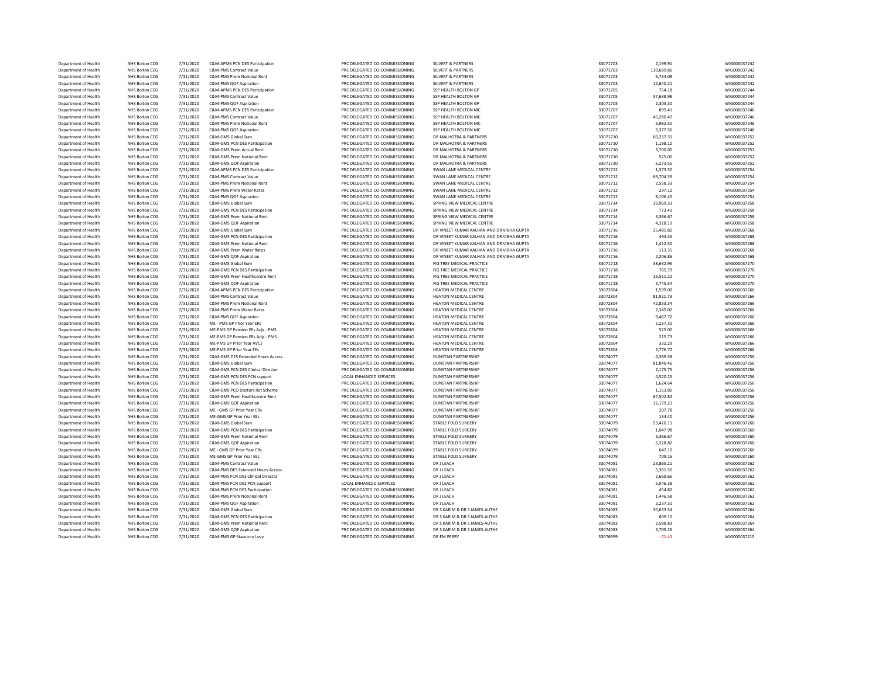| | | | | | | | | |
|---|---|---|---|---|---|---|---|---|
| Department of Health | NHS Bolton CCG | 7/31/2020 | C&M-APMS PCN DES Participation | PRC DELEGATED CO-COMMISSIONING | SILVERT & PARTNERS | 33071703 | 2,199.91 | WIG000037242 |
| Department of Health | NHS Bolton CCG | 7/31/2020 | C&M-PMS Contract Value | PRC DELEGATED CO-COMMISSIONING | SILVERT & PARTNERS | 33071703 | 110,689.86 | WIG000037242 |
| Department of Health | NHS Bolton CCG | 7/31/2020 | C&M-PMS Prem Notional Rent | PRC DELEGATED CO-COMMISSIONING | SILVERT & PARTNERS | 33071703 | 6,734.09 | WIG000037242 |
| Department of Health | NHS Bolton CCG | 7/31/2020 | C&M-PMS QOF Aspiration | PRC DELEGATED CO-COMMISSIONING | SILVERT & PARTNERS | 33071703 | 12,640.21 | WIG000037242 |
| Department of Health | NHS Bolton CCG | 7/31/2020 | C&M-APMS PCN DES Participation | PRC DELEGATED CO-COMMISSIONING | SSP HEALTH BOLTON GP | 33071705 | 754.18 | WIG000037244 |
| Department of Health | NHS Bolton CCG | 7/31/2020 | C&M-PMS Contract Value | PRC DELEGATED CO-COMMISSIONING | SSP HEALTH BOLTON GP | 33071705 | 37,638.98 | WIG000037244 |
| Department of Health | NHS Bolton CCG | 7/31/2020 | C&M-PMS QOF Aspiration | PRC DELEGATED CO-COMMISSIONING | SSP HEALTH BOLTON GP | 33071705 | 2,303.30 | WIG000037244 |
| Department of Health | NHS Bolton CCG | 7/31/2020 | C&M-APMS PCN DES Participation | PRC DELEGATED CO-COMMISSIONING | SSP HEALTH BOLTON MC | 33071707 | 895.41 | WIG000037246 |
| Department of Health | NHS Bolton CCG | 7/31/2020 | C&M-PMS Contract Value | PRC DELEGATED CO-COMMISSIONING | SSP HEALTH BOLTON MC | 33071707 | 45,280.47 | WIG000037246 |
| Department of Health | NHS Bolton CCG | 7/31/2020 | C&M-PMS Prem Notional Rent | PRC DELEGATED CO-COMMISSIONING | SSP HEALTH BOLTON MC | 33071707 | 5,962.50 | WIG000037246 |
| Department of Health | NHS Bolton CCG | 7/31/2020 | C&M-PMS QOF Aspiration | PRC DELEGATED CO-COMMISSIONING | SSP HEALTH BOLTON MC | 33071707 | 3,377.56 | WIG000037246 |
| Department of Health | NHS Bolton CCG | 7/31/2020 | C&M-GMS Global Sum | PRC DELEGATED CO-COMMISSIONING | DR MALHOTRA & PARTNERS | 33071710 | 60,237.31 | WIG000037252 |
| Department of Health | NHS Bolton CCG | 7/31/2020 | C&M-GMS PCN DES Participation | PRC DELEGATED CO-COMMISSIONING | DR MALHOTRA & PARTNERS | 33071710 | 1,198.10 | WIG000037252 |
| Department of Health | NHS Bolton CCG | 7/31/2020 | C&M-GMS Prem Actual Rent | PRC DELEGATED CO-COMMISSIONING | DR MALHOTRA & PARTNERS | 33071710 | 3,700.00 | WIG000037252 |
| Department of Health | NHS Bolton CCG | 7/31/2020 | C&M-GMS Prem Notional Rent | PRC DELEGATED CO-COMMISSIONING | DR MALHOTRA & PARTNERS | 33071710 | 525.00 | WIG000037252 |
| Department of Health | NHS Bolton CCG | 7/31/2020 | C&M-GMS QOF Aspiration | PRC DELEGATED CO-COMMISSIONING | DR MALHOTRA & PARTNERS | 33071710 | 6,273.55 | WIG000037252 |
| Department of Health | NHS Bolton CCG | 7/31/2020 | C&M-APMS PCN DES Participation | PRC DELEGATED CO-COMMISSIONING | SWAN LANE MEDICAL CENTRE | 33071712 | 1,373.50 | WIG000037254 |
| Department of Health | NHS Bolton CCG | 7/31/2020 | C&M-PMS Contract Value | PRC DELEGATED CO-COMMISSIONING | SWAN LANE MEDICAL CENTRE | 33071712 | 69,704.59 | WIG000037254 |
| Department of Health | NHS Bolton CCG | 7/31/2020 | C&M-PMS Prem Notional Rent | PRC DELEGATED CO-COMMISSIONING | SWAN LANE MEDICAL CENTRE | 33071712 | 2,558.33 | WIG000037254 |
| Department of Health | NHS Bolton CCG | 7/31/2020 | C&M-PMS Prem Water Rates | PRC DELEGATED CO-COMMISSIONING | SWAN LANE MEDICAL CENTRE | 33071712 | 297.12 | WIG000037254 |
| Department of Health | NHS Bolton CCG | 7/31/2020 | C&M-PMS QOF Aspiration | PRC DELEGATED CO-COMMISSIONING | SWAN LANE MEDICAL CENTRE | 33071712 | 8,106.45 | WIG000037254 |
| Department of Health | NHS Bolton CCG | 7/31/2020 | C&M-GMS Global Sum | PRC DELEGATED CO-COMMISSIONING | SPRING VIEW MEDICAL CENTRE | 33071714 | 39,969.33 | WIG000037258 |
| Department of Health | NHS Bolton CCG | 7/31/2020 | C&M-GMS PCN DES Participation | PRC DELEGATED CO-COMMISSIONING | SPRING VIEW MEDICAL CENTRE | 33071714 | 773.41 | WIG000037258 |
| Department of Health | NHS Bolton CCG | 7/31/2020 | C&M-GMS Prem Notional Rent | PRC DELEGATED CO-COMMISSIONING | SPRING VIEW MEDICAL CENTRE | 33071714 | 3,366.67 | WIG000037258 |
| Department of Health | NHS Bolton CCG | 7/31/2020 | C&M-GMS QOF Aspiration | PRC DELEGATED CO-COMMISSIONING | SPRING VIEW MEDICAL CENTRE | 33071714 | 4,318.19 | WIG000037258 |
| Department of Health | NHS Bolton CCG | 7/31/2020 | C&M-GMS Global Sum | PRC DELEGATED CO-COMMISSIONING | DR VINEET KUMAR KALHAN AND DR VIBHA GUPTA | 33071716 | 25,481.82 | WIG000037268 |
| Department of Health | NHS Bolton CCG | 7/31/2020 | C&M-GMS PCN DES Participation | PRC DELEGATED CO-COMMISSIONING | DR VINEET KUMAR KALHAN AND DR VIBHA GUPTA | 33071716 | 494.35 | WIG000037268 |
| Department of Health | NHS Bolton CCG | 7/31/2020 | C&M-GMS Prem Notional Rent | PRC DELEGATED CO-COMMISSIONING | DR VINEET KUMAR KALHAN AND DR VIBHA GUPTA | 33071716 | 1,412.50 | WIG000037268 |
| Department of Health | NHS Bolton CCG | 7/31/2020 | C&M-GMS Prem Water Rates | PRC DELEGATED CO-COMMISSIONING | DR VINEET KUMAR KALHAN AND DR VIBHA GUPTA | 33071716 | 113.35 | WIG000037268 |
| Department of Health | NHS Bolton CCG | 7/31/2020 | C&M-GMS QOF Aspiration | PRC DELEGATED CO-COMMISSIONING | DR VINEET KUMAR KALHAN AND DR VIBHA GUPTA | 33071716 | 2,206.86 | WIG000037268 |
| Department of Health | NHS Bolton CCG | 7/31/2020 | C&M-GMS Global Sum | PRC DELEGATED CO-COMMISSIONING | FIG TREE MEDICAL PRACTICE | 33071718 | 38,632.95 | WIG000037270 |
| Department of Health | NHS Bolton CCG | 7/31/2020 | C&M-GMS PCN DES Participation | PRC DELEGATED CO-COMMISSIONING | FIG TREE MEDICAL PRACTICE | 33071718 | 765.79 | WIG000037270 |
| Department of Health | NHS Bolton CCG | 7/31/2020 | C&M-GMS Prem Healthcentre Rent | PRC DELEGATED CO-COMMISSIONING | FIG TREE MEDICAL PRACTICE | 33071718 | 16,511.22 | WIG000037270 |
| Department of Health | NHS Bolton CCG | 7/31/2020 | C&M-GMS QOF Aspiration | PRC DELEGATED CO-COMMISSIONING | FIG TREE MEDICAL PRACTICE | 33071718 | 3,745.54 | WIG000037270 |
| Department of Health | NHS Bolton CCG | 7/31/2020 | C&M-APMS PCN DES Participation | PRC DELEGATED CO-COMMISSIONING | HEATON MEDICAL CENTRE | 33072804 | 1,599.00 | WIG000037266 |
| Department of Health | NHS Bolton CCG | 7/31/2020 | C&M-PMS Contract Value | PRC DELEGATED CO-COMMISSIONING | HEATON MEDICAL CENTRE | 33072804 | 81,921.73 | WIG000037266 |
| Department of Health | NHS Bolton CCG | 7/31/2020 | C&M-PMS Prem Notional Rent | PRC DELEGATED CO-COMMISSIONING | HEATON MEDICAL CENTRE | 33072804 | 42,833.34 | WIG000037266 |
| Department of Health | NHS Bolton CCG | 7/31/2020 | C&M-PMS Prem Water Rates | PRC DELEGATED CO-COMMISSIONING | HEATON MEDICAL CENTRE | 33072804 | 2,345.02 | WIG000037266 |
| Department of Health | NHS Bolton CCG | 7/31/2020 | C&M-PMS QOF Aspiration | PRC DELEGATED CO-COMMISSIONING | HEATON MEDICAL CENTRE | 33072804 | 9,467.72 | WIG000037266 |
| Department of Health | NHS Bolton CCG | 7/31/2020 | ME - PMS GP Prior Year ERs | PRC DELEGATED CO-COMMISSIONING | HEATON MEDICAL CENTRE | 33072804 | 2,237.30 | WIG000037266 |
| Department of Health | NHS Bolton CCG | 7/31/2020 | ME-PMS GP Pension EEs Adjs - PMS | PRC DELEGATED CO-COMMISSIONING | HEATON MEDICAL CENTRE | 33072804 | 525.00 | WIG000037266 |
| Department of Health | NHS Bolton CCG | 7/31/2020 | ME-PMS GP Pension ERs Adjs - PMS | PRC DELEGATED CO-COMMISSIONING | HEATON MEDICAL CENTRE | 33072804 | 215.73 | WIG000037266 |
| Department of Health | NHS Bolton CCG | 7/31/2020 | ME-PMS GP Prior Year AVCs | PRC DELEGATED CO-COMMISSIONING | HEATON MEDICAL CENTRE | 33072804 | 332.29 | WIG000037266 |
| Department of Health | NHS Bolton CCG | 7/31/2020 | ME-PMS GP Prior Year EEs | PRC DELEGATED CO-COMMISSIONING | HEATON MEDICAL CENTRE | 33072804 | 2,776.72 | WIG000037266 |
| Department of Health | NHS Bolton CCG | 7/31/2020 | C&M-GMS DES Extended Hours Access | PRC DELEGATED CO-COMMISSIONING | DUNSTAN PARTNERSHIP | 33074077 | 4,369.58 | WIG000037256 |
| Department of Health | NHS Bolton CCG | 7/31/2020 | C&M-GMS Global Sum | PRC DELEGATED CO-COMMISSIONING | DUNSTAN PARTNERSHIP | 33074077 | 81,840.46 | WIG000037256 |
| Department of Health | NHS Bolton CCG | 7/31/2020 | C&M-GMS PCN DES Clinical Director | PRC DELEGATED CO-COMMISSIONING | DUNSTAN PARTNERSHIP | 33074077 | 2,175.75 | WIG000037256 |
| Department of Health | NHS Bolton CCG | 7/31/2020 | C&M-GMS PCN DES PCN support | LOCAL ENHANCED SERVICES | DUNSTAN PARTNERSHIP | 33074077 | 4,520.25 | WIG000037256 |
| Department of Health | NHS Bolton CCG | 7/31/2020 | C&M-GMS PCN DES Participation | PRC DELEGATED CO-COMMISSIONING | DUNSTAN PARTNERSHIP | 33074077 | 1,624.64 | WIG000037256 |
| Department of Health | NHS Bolton CCG | 7/31/2020 | C&M-GMS PCO Doctors Ret Scheme | PRC DELEGATED CO-COMMISSIONING | DUNSTAN PARTNERSHIP | 33074077 | 1,153.80 | WIG000037256 |
| Department of Health | NHS Bolton CCG | 7/31/2020 | C&M-GMS Prem Healthcentre Rent | PRC DELEGATED CO-COMMISSIONING | DUNSTAN PARTNERSHIP | 33074077 | 67,502.84 | WIG000037256 |
| Department of Health | NHS Bolton CCG | 7/31/2020 | C&M-GMS QOF Aspiration | PRC DELEGATED CO-COMMISSIONING | DUNSTAN PARTNERSHIP | 33074077 | 12,179.21 | WIG000037256 |
| Department of Health | NHS Bolton CCG | 7/31/2020 | ME - GMS GP Prior Year ERs | PRC DELEGATED CO-COMMISSIONING | DUNSTAN PARTNERSHIP | 33074077 | 207.78 | WIG000037256 |
| Department of Health | NHS Bolton CCG | 7/31/2020 | ME-GMS GP Prior Year EEs | PRC DELEGATED CO-COMMISSIONING | DUNSTAN PARTNERSHIP | 33074077 | 134.40 | WIG000037256 |
| Department of Health | NHS Bolton CCG | 7/31/2020 | C&M-GMS Global Sum | PRC DELEGATED CO-COMMISSIONING | STABLE FOLD SURGERY | 33074079 | 53,420.11 | WIG000037260 |
| Department of Health | NHS Bolton CCG | 7/31/2020 | C&M-GMS PCN DES Participation | PRC DELEGATED CO-COMMISSIONING | STABLE FOLD SURGERY | 33074079 | 1,047.98 | WIG000037260 |
| Department of Health | NHS Bolton CCG | 7/31/2020 | C&M-GMS Prem Notional Rent | PRC DELEGATED CO-COMMISSIONING | STABLE FOLD SURGERY | 33074079 | 3,366.67 | WIG000037260 |
| Department of Health | NHS Bolton CCG | 7/31/2020 | C&M-GMS QOF Aspiration | PRC DELEGATED CO-COMMISSIONING | STABLE FOLD SURGERY | 33074079 | 6,228.82 | WIG000037260 |
| Department of Health | NHS Bolton CCG | 7/31/2020 | ME - GMS GP Prior Year ERs | PRC DELEGATED CO-COMMISSIONING | STABLE FOLD SURGERY | 33074079 | 647.10 | WIG000037260 |
| Department of Health | NHS Bolton CCG | 7/31/2020 | ME-GMS GP Prior Year EEs | PRC DELEGATED CO-COMMISSIONING | STABLE FOLD SURGERY | 33074079 | 709.16 | WIG000037260 |
| Department of Health | NHS Bolton CCG | 7/31/2020 | C&M-PMS Contract Value | PRC DELEGATED CO-COMMISSIONING | DR J LEACH | 33074081 | 23,865.21 | WIG000037262 |
| Department of Health | NHS Bolton CCG | 7/31/2020 | C&M-PMS DES Extended Hours Access | PRC DELEGATED CO-COMMISSIONING | DR J LEACH | 33074081 | 5,361.50 | WIG000037262 |
| Department of Health | NHS Bolton CCG | 7/31/2020 | C&M-PMS PCN DES Clinical Director | PRC DELEGATED CO-COMMISSIONING | DR J LEACH | 33074081 | 2,669.66 | WIG000037262 |
| Department of Health | NHS Bolton CCG | 7/31/2020 | C&M-PMS PCN DES PCN support | LOCAL ENHANCED SERVICES | DR J LEACH | 33074081 | 5,546.38 | WIG000037262 |
| Department of Health | NHS Bolton CCG | 7/31/2020 | C&M-PMS PCN DES Participation | PRC DELEGATED CO-COMMISSIONING | DR J LEACH | 33074081 | 454.82 | WIG000037262 |
| Department of Health | NHS Bolton CCG | 7/31/2020 | C&M-PMS Prem Notional Rent | PRC DELEGATED CO-COMMISSIONING | DR J LEACH | 33074081 | 1,446.58 | WIG000037262 |
| Department of Health | NHS Bolton CCG | 7/31/2020 | C&M-PMS QOF Aspiration | PRC DELEGATED CO-COMMISSIONING | DR J LEACH | 33074081 | 2,237.31 | WIG000037262 |
| Department of Health | NHS Bolton CCG | 7/31/2020 | C&M-GMS Global Sum | PRC DELEGATED CO-COMMISSIONING | DR S KARIM & DR S JAMES-AUTHE | 33074083 | 30,633.54 | WIG000037264 |
| Department of Health | NHS Bolton CCG | 7/31/2020 | C&M-GMS PCN DES Participation | PRC DELEGATED CO-COMMISSIONING | DR S KARIM & DR S JAMES-AUTHE | 33074083 | 609.10 | WIG000037264 |
| Department of Health | NHS Bolton CCG | 7/31/2020 | C&M-GMS Prem Notional Rent | PRC DELEGATED CO-COMMISSIONING | DR S KARIM & DR S JAMES-AUTHE | 33074083 | 2,588.83 | WIG000037264 |
| Department of Health | NHS Bolton CCG | 7/31/2020 | C&M-GMS QOF Aspiration | PRC DELEGATED CO-COMMISSIONING | DR S KARIM & DR S JAMES-AUTHE | 33074083 | 3,705.26 | WIG000037264 |
| Department of Health | NHS Bolton CCG | 7/31/2020 | C&M-PMS GP Statutory Levy | PRC DELEGATED CO-COMMISSIONING | DR EM PERRY | 33076999 | -71.43 | WIG000037215 |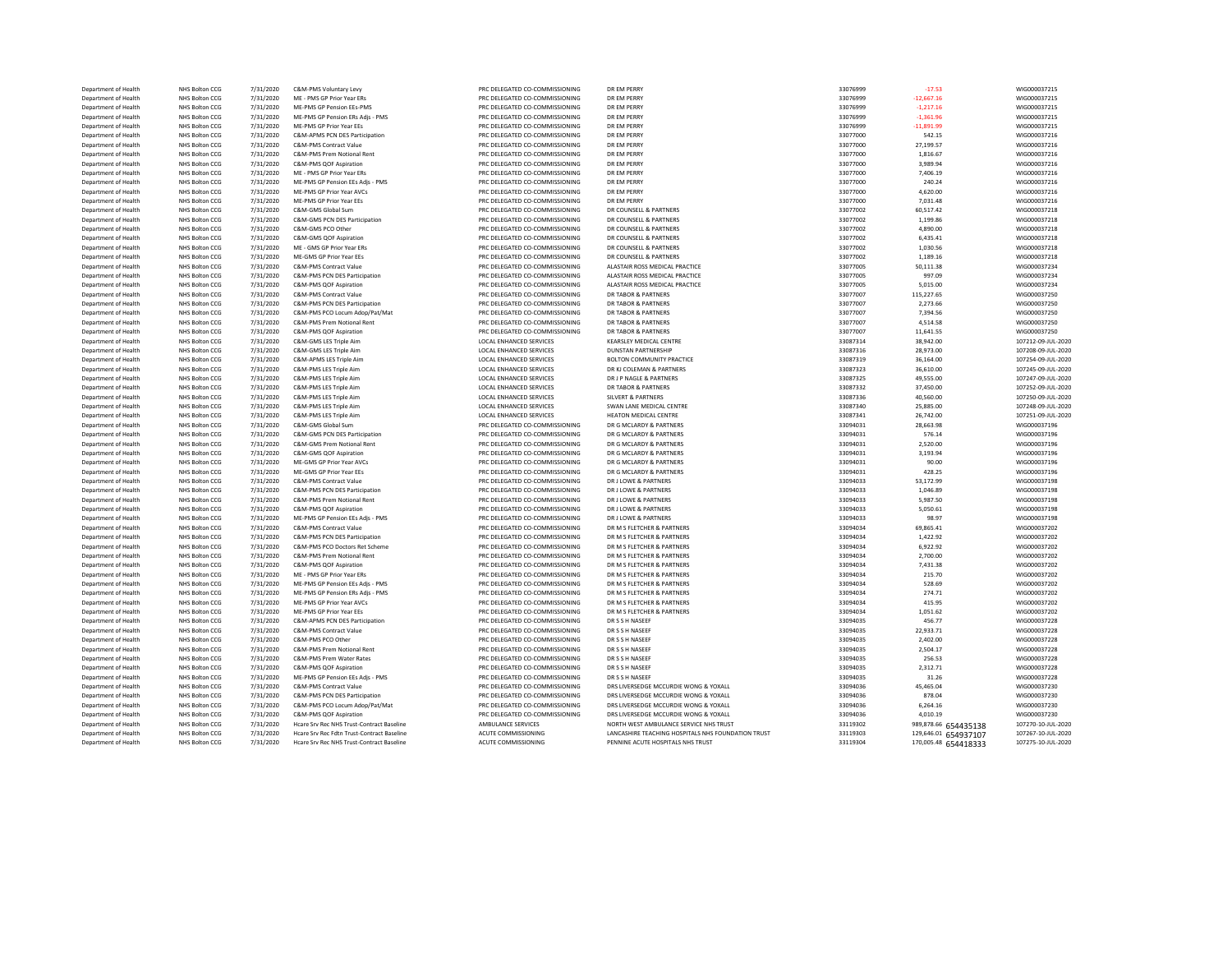| | | | | | | | | |
|---|---|---|---|---|---|---|---|---|
| Department of Health | NHS Bolton CCG | 7/31/2020 | C&M-PMS Voluntary Levy | PRC DELEGATED CO-COMMISSIONING | DR EM PERRY | 33076999 | -17.53 | WIG000037215 |
| Department of Health | NHS Bolton CCG | 7/31/2020 | ME - PMS GP Prior Year ERs | PRC DELEGATED CO-COMMISSIONING | DR EM PERRY | 33076999 | -12,667.16 | WIG000037215 |
| Department of Health | NHS Bolton CCG | 7/31/2020 | ME-PMS GP Pension EEs-PMS | PRC DELEGATED CO-COMMISSIONING | DR EM PERRY | 33076999 | -1,217.16 | WIG000037215 |
| Department of Health | NHS Bolton CCG | 7/31/2020 | ME-PMS GP Pension ERs Adjs - PMS | PRC DELEGATED CO-COMMISSIONING | DR EM PERRY | 33076999 | -1,361.96 | WIG000037215 |
| Department of Health | NHS Bolton CCG | 7/31/2020 | ME-PMS GP Prior Year EEs | PRC DELEGATED CO-COMMISSIONING | DR EM PERRY | 33076999 | -11,891.99 | WIG000037215 |
| Department of Health | NHS Bolton CCG | 7/31/2020 | C&M-APMS PCN DES Participation | PRC DELEGATED CO-COMMISSIONING | DR EM PERRY | 33077000 | 542.15 | WIG000037216 |
| Department of Health | NHS Bolton CCG | 7/31/2020 | C&M-PMS Contract Value | PRC DELEGATED CO-COMMISSIONING | DR EM PERRY | 33077000 | 27,199.57 | WIG000037216 |
| Department of Health | NHS Bolton CCG | 7/31/2020 | C&M-PMS Prem Notional Rent | PRC DELEGATED CO-COMMISSIONING | DR EM PERRY | 33077000 | 1,816.67 | WIG000037216 |
| Department of Health | NHS Bolton CCG | 7/31/2020 | C&M-PMS QOF Aspiration | PRC DELEGATED CO-COMMISSIONING | DR EM PERRY | 33077000 | 3,989.94 | WIG000037216 |
| Department of Health | NHS Bolton CCG | 7/31/2020 | ME - PMS GP Prior Year ERs | PRC DELEGATED CO-COMMISSIONING | DR EM PERRY | 33077000 | 7,406.19 | WIG000037216 |
| Department of Health | NHS Bolton CCG | 7/31/2020 | ME-PMS GP Pension EEs Adjs - PMS | PRC DELEGATED CO-COMMISSIONING | DR EM PERRY | 33077000 | 240.24 | WIG000037216 |
| Department of Health | NHS Bolton CCG | 7/31/2020 | ME-PMS GP Prior Year AVCs | PRC DELEGATED CO-COMMISSIONING | DR EM PERRY | 33077000 | 4,620.00 | WIG000037216 |
| Department of Health | NHS Bolton CCG | 7/31/2020 | ME-PMS GP Prior Year EEs | PRC DELEGATED CO-COMMISSIONING | DR EM PERRY | 33077000 | 7,031.48 | WIG000037216 |
| Department of Health | NHS Bolton CCG | 7/31/2020 | C&M-GMS Global Sum | PRC DELEGATED CO-COMMISSIONING | DR COUNSELL & PARTNERS | 33077002 | 60,517.42 | WIG000037218 |
| Department of Health | NHS Bolton CCG | 7/31/2020 | C&M-GMS PCN DES Participation | PRC DELEGATED CO-COMMISSIONING | DR COUNSELL & PARTNERS | 33077002 | 1,199.86 | WIG000037218 |
| Department of Health | NHS Bolton CCG | 7/31/2020 | C&M-GMS PCO Other | PRC DELEGATED CO-COMMISSIONING | DR COUNSELL & PARTNERS | 33077002 | 4,890.00 | WIG000037218 |
| Department of Health | NHS Bolton CCG | 7/31/2020 | C&M-GMS QOF Aspiration | PRC DELEGATED CO-COMMISSIONING | DR COUNSELL & PARTNERS | 33077002 | 6,435.41 | WIG000037218 |
| Department of Health | NHS Bolton CCG | 7/31/2020 | ME - GMS GP Prior Year ERs | PRC DELEGATED CO-COMMISSIONING | DR COUNSELL & PARTNERS | 33077002 | 1,030.56 | WIG000037218 |
| Department of Health | NHS Bolton CCG | 7/31/2020 | ME-GMS GP Prior Year EEs | PRC DELEGATED CO-COMMISSIONING | DR COUNSELL & PARTNERS | 33077002 | 1,189.16 | WIG000037218 |
| Department of Health | NHS Bolton CCG | 7/31/2020 | C&M-PMS Contract Value | PRC DELEGATED CO-COMMISSIONING | ALASTAIR ROSS MEDICAL PRACTICE | 33077005 | 50,111.38 | WIG000037234 |
| Department of Health | NHS Bolton CCG | 7/31/2020 | C&M-PMS PCN DES Participation | PRC DELEGATED CO-COMMISSIONING | ALASTAIR ROSS MEDICAL PRACTICE | 33077005 | 997.09 | WIG000037234 |
| Department of Health | NHS Bolton CCG | 7/31/2020 | C&M-PMS QOF Aspiration | PRC DELEGATED CO-COMMISSIONING | ALASTAIR ROSS MEDICAL PRACTICE | 33077005 | 5,015.00 | WIG000037234 |
| Department of Health | NHS Bolton CCG | 7/31/2020 | C&M-PMS Contract Value | PRC DELEGATED CO-COMMISSIONING | DR TABOR & PARTNERS | 33077007 | 115,227.65 | WIG000037250 |
| Department of Health | NHS Bolton CCG | 7/31/2020 | C&M-PMS PCN DES Participation | PRC DELEGATED CO-COMMISSIONING | DR TABOR & PARTNERS | 33077007 | 2,273.66 | WIG000037250 |
| Department of Health | NHS Bolton CCG | 7/31/2020 | C&M-PMS PCO Locum Adop/Pat/Mat | PRC DELEGATED CO-COMMISSIONING | DR TABOR & PARTNERS | 33077007 | 7,394.56 | WIG000037250 |
| Department of Health | NHS Bolton CCG | 7/31/2020 | C&M-PMS Prem Notional Rent | PRC DELEGATED CO-COMMISSIONING | DR TABOR & PARTNERS | 33077007 | 4,514.58 | WIG000037250 |
| Department of Health | NHS Bolton CCG | 7/31/2020 | C&M-PMS QOF Aspiration | PRC DELEGATED CO-COMMISSIONING | DR TABOR & PARTNERS | 33077007 | 11,641.55 | WIG000037250 |
| Department of Health | NHS Bolton CCG | 7/31/2020 | C&M-GMS LES Triple Aim | LOCAL ENHANCED SERVICES | KEARSLEY MEDICAL CENTRE | 33087314 | 38,942.00 | 107212-09-JUL-2020 |
| Department of Health | NHS Bolton CCG | 7/31/2020 | C&M-GMS LES Triple Aim | LOCAL ENHANCED SERVICES | DUNSTAN PARTNERSHIP | 33087316 | 28,973.00 | 107208-09-JUL-2020 |
| Department of Health | NHS Bolton CCG | 7/31/2020 | C&M-APMS LES Triple Aim | LOCAL ENHANCED SERVICES | BOLTON COMMUNITY PRACTICE | 33087319 | 36,164.00 | 107254-09-JUL-2020 |
| Department of Health | NHS Bolton CCG | 7/31/2020 | C&M-PMS LES Triple Aim | LOCAL ENHANCED SERVICES | DR KJ COLEMAN & PARTNERS | 33087323 | 36,610.00 | 107245-09-JUL-2020 |
| Department of Health | NHS Bolton CCG | 7/31/2020 | C&M-PMS LES Triple Aim | LOCAL ENHANCED SERVICES | DR J P NAGLE & PARTNERS | 33087325 | 49,555.00 | 107247-09-JUL-2020 |
| Department of Health | NHS Bolton CCG | 7/31/2020 | C&M-PMS LES Triple Aim | LOCAL ENHANCED SERVICES | DR TABOR & PARTNERS | 33087332 | 37,450.00 | 107252-09-JUL-2020 |
| Department of Health | NHS Bolton CCG | 7/31/2020 | C&M-PMS LES Triple Aim | LOCAL ENHANCED SERVICES | SILVERT & PARTNERS | 33087336 | 40,560.00 | 107250-09-JUL-2020 |
| Department of Health | NHS Bolton CCG | 7/31/2020 | C&M-PMS LES Triple Aim | LOCAL ENHANCED SERVICES | SWAN LANE MEDICAL CENTRE | 33087340 | 25,885.00 | 107248-09-JUL-2020 |
| Department of Health | NHS Bolton CCG | 7/31/2020 | C&M-PMS LES Triple Aim | LOCAL ENHANCED SERVICES | HEATON MEDICAL CENTRE | 33087341 | 26,742.00 | 107251-09-JUL-2020 |
| Department of Health | NHS Bolton CCG | 7/31/2020 | C&M-GMS Global Sum | PRC DELEGATED CO-COMMISSIONING | DR G MCLARDY & PARTNERS | 33094031 | 28,663.98 | WIG000037196 |
| Department of Health | NHS Bolton CCG | 7/31/2020 | C&M-GMS PCN DES Participation | PRC DELEGATED CO-COMMISSIONING | DR G MCLARDY & PARTNERS | 33094031 | 576.14 | WIG000037196 |
| Department of Health | NHS Bolton CCG | 7/31/2020 | C&M-GMS Prem Notional Rent | PRC DELEGATED CO-COMMISSIONING | DR G MCLARDY & PARTNERS | 33094031 | 2,520.00 | WIG000037196 |
| Department of Health | NHS Bolton CCG | 7/31/2020 | C&M-GMS QOF Aspiration | PRC DELEGATED CO-COMMISSIONING | DR G MCLARDY & PARTNERS | 33094031 | 3,193.94 | WIG000037196 |
| Department of Health | NHS Bolton CCG | 7/31/2020 | ME-GMS GP Prior Year AVCs | PRC DELEGATED CO-COMMISSIONING | DR G MCLARDY & PARTNERS | 33094031 | 90.00 | WIG000037196 |
| Department of Health | NHS Bolton CCG | 7/31/2020 | ME-GMS GP Prior Year EEs | PRC DELEGATED CO-COMMISSIONING | DR G MCLARDY & PARTNERS | 33094031 | 428.25 | WIG000037196 |
| Department of Health | NHS Bolton CCG | 7/31/2020 | C&M-PMS Contract Value | PRC DELEGATED CO-COMMISSIONING | DR J LOWE & PARTNERS | 33094033 | 53,172.99 | WIG000037198 |
| Department of Health | NHS Bolton CCG | 7/31/2020 | C&M-PMS PCN DES Participation | PRC DELEGATED CO-COMMISSIONING | DR J LOWE & PARTNERS | 33094033 | 1,046.89 | WIG000037198 |
| Department of Health | NHS Bolton CCG | 7/31/2020 | C&M-PMS Prem Notional Rent | PRC DELEGATED CO-COMMISSIONING | DR J LOWE & PARTNERS | 33094033 | 5,987.50 | WIG000037198 |
| Department of Health | NHS Bolton CCG | 7/31/2020 | C&M-PMS QOF Aspiration | PRC DELEGATED CO-COMMISSIONING | DR J LOWE & PARTNERS | 33094033 | 5,050.61 | WIG000037198 |
| Department of Health | NHS Bolton CCG | 7/31/2020 | ME-PMS GP Pension EEs Adjs - PMS | PRC DELEGATED CO-COMMISSIONING | DR J LOWE & PARTNERS | 33094033 | 98.97 | WIG000037198 |
| Department of Health | NHS Bolton CCG | 7/31/2020 | C&M-PMS Contract Value | PRC DELEGATED CO-COMMISSIONING | DR M S FLETCHER & PARTNERS | 33094034 | 69,865.41 | WIG000037202 |
| Department of Health | NHS Bolton CCG | 7/31/2020 | C&M-PMS PCN DES Participation | PRC DELEGATED CO-COMMISSIONING | DR M S FLETCHER & PARTNERS | 33094034 | 1,422.92 | WIG000037202 |
| Department of Health | NHS Bolton CCG | 7/31/2020 | C&M-PMS PCO Doctors Ret Scheme | PRC DELEGATED CO-COMMISSIONING | DR M S FLETCHER & PARTNERS | 33094034 | 6,922.92 | WIG000037202 |
| Department of Health | NHS Bolton CCG | 7/31/2020 | C&M-PMS Prem Notional Rent | PRC DELEGATED CO-COMMISSIONING | DR M S FLETCHER & PARTNERS | 33094034 | 2,700.00 | WIG000037202 |
| Department of Health | NHS Bolton CCG | 7/31/2020 | C&M-PMS QOF Aspiration | PRC DELEGATED CO-COMMISSIONING | DR M S FLETCHER & PARTNERS | 33094034 | 7,431.38 | WIG000037202 |
| Department of Health | NHS Bolton CCG | 7/31/2020 | ME - PMS GP Prior Year ERs | PRC DELEGATED CO-COMMISSIONING | DR M S FLETCHER & PARTNERS | 33094034 | 215.70 | WIG000037202 |
| Department of Health | NHS Bolton CCG | 7/31/2020 | ME-PMS GP Pension EEs Adjs - PMS | PRC DELEGATED CO-COMMISSIONING | DR M S FLETCHER & PARTNERS | 33094034 | 528.69 | WIG000037202 |
| Department of Health | NHS Bolton CCG | 7/31/2020 | ME-PMS GP Pension ERs Adjs - PMS | PRC DELEGATED CO-COMMISSIONING | DR M S FLETCHER & PARTNERS | 33094034 | 274.71 | WIG000037202 |
| Department of Health | NHS Bolton CCG | 7/31/2020 | ME-PMS GP Prior Year AVCs | PRC DELEGATED CO-COMMISSIONING | DR M S FLETCHER & PARTNERS | 33094034 | 415.95 | WIG000037202 |
| Department of Health | NHS Bolton CCG | 7/31/2020 | ME-PMS GP Prior Year EEs | PRC DELEGATED CO-COMMISSIONING | DR M S FLETCHER & PARTNERS | 33094034 | 1,051.62 | WIG000037202 |
| Department of Health | NHS Bolton CCG | 7/31/2020 | C&M-APMS PCN DES Participation | PRC DELEGATED CO-COMMISSIONING | DR S S H NASEEF | 33094035 | 456.77 | WIG000037228 |
| Department of Health | NHS Bolton CCG | 7/31/2020 | C&M-PMS Contract Value | PRC DELEGATED CO-COMMISSIONING | DR S S H NASEEF | 33094035 | 22,933.71 | WIG000037228 |
| Department of Health | NHS Bolton CCG | 7/31/2020 | C&M-PMS PCO Other | PRC DELEGATED CO-COMMISSIONING | DR S S H NASEEF | 33094035 | 2,402.00 | WIG000037228 |
| Department of Health | NHS Bolton CCG | 7/31/2020 | C&M-PMS Prem Notional Rent | PRC DELEGATED CO-COMMISSIONING | DR S S H NASEEF | 33094035 | 2,504.17 | WIG000037228 |
| Department of Health | NHS Bolton CCG | 7/31/2020 | C&M-PMS Prem Water Rates | PRC DELEGATED CO-COMMISSIONING | DR S S H NASEEF | 33094035 | 256.53 | WIG000037228 |
| Department of Health | NHS Bolton CCG | 7/31/2020 | C&M-PMS QOF Aspiration | PRC DELEGATED CO-COMMISSIONING | DR S S H NASEEF | 33094035 | 2,312.71 | WIG000037228 |
| Department of Health | NHS Bolton CCG | 7/31/2020 | ME-PMS GP Pension EEs Adjs - PMS | PRC DELEGATED CO-COMMISSIONING | DR S S H NASEEF | 33094035 | 31.26 | WIG000037228 |
| Department of Health | NHS Bolton CCG | 7/31/2020 | C&M-PMS Contract Value | PRC DELEGATED CO-COMMISSIONING | DRS LIVERSEDGE MCCURDIE WONG & YOXALL | 33094036 | 45,465.04 | WIG000037230 |
| Department of Health | NHS Bolton CCG | 7/31/2020 | C&M-PMS PCN DES Participation | PRC DELEGATED CO-COMMISSIONING | DRS LIVERSEDGE MCCURDIE WONG & YOXALL | 33094036 | 878.04 | WIG000037230 |
| Department of Health | NHS Bolton CCG | 7/31/2020 | C&M-PMS PCO Locum Adop/Pat/Mat | PRC DELEGATED CO-COMMISSIONING | DRS LIVERSEDGE MCCURDIE WONG & YOXALL | 33094036 | 6,264.16 | WIG000037230 |
| Department of Health | NHS Bolton CCG | 7/31/2020 | C&M-PMS QOF Aspiration | PRC DELEGATED CO-COMMISSIONING | DRS LIVERSEDGE MCCURDIE WONG & YOXALL | 33094036 | 4,010.19 | WIG000037230 |
| Department of Health | NHS Bolton CCG | 7/31/2020 | Hcare Srv Rec NHS Trust-Contract Baseline | AMBULANCE SERVICES | NORTH WEST AMBULANCE SERVICE NHS TRUST | 33119302 | 989,878.66 654435138 | 107270-10-JUL-2020 |
| Department of Health | NHS Bolton CCG | 7/31/2020 | Hcare Srv Rec Fdtn Trust-Contract Baseline | ACUTE COMMISSIONING | LANCASHIRE TEACHING HOSPITALS NHS FOUNDATION TRUST | 33119303 | 129,646.01 654937107 | 107267-10-JUL-2020 |
| Department of Health | NHS Bolton CCG | 7/31/2020 | Hcare Srv Rec NHS Trust-Contract Baseline | ACUTE COMMISSIONING | PENNINE ACUTE HOSPITALS NHS TRUST | 33119304 | 170,005.48 654418333 | 107275-10-JUL-2020 |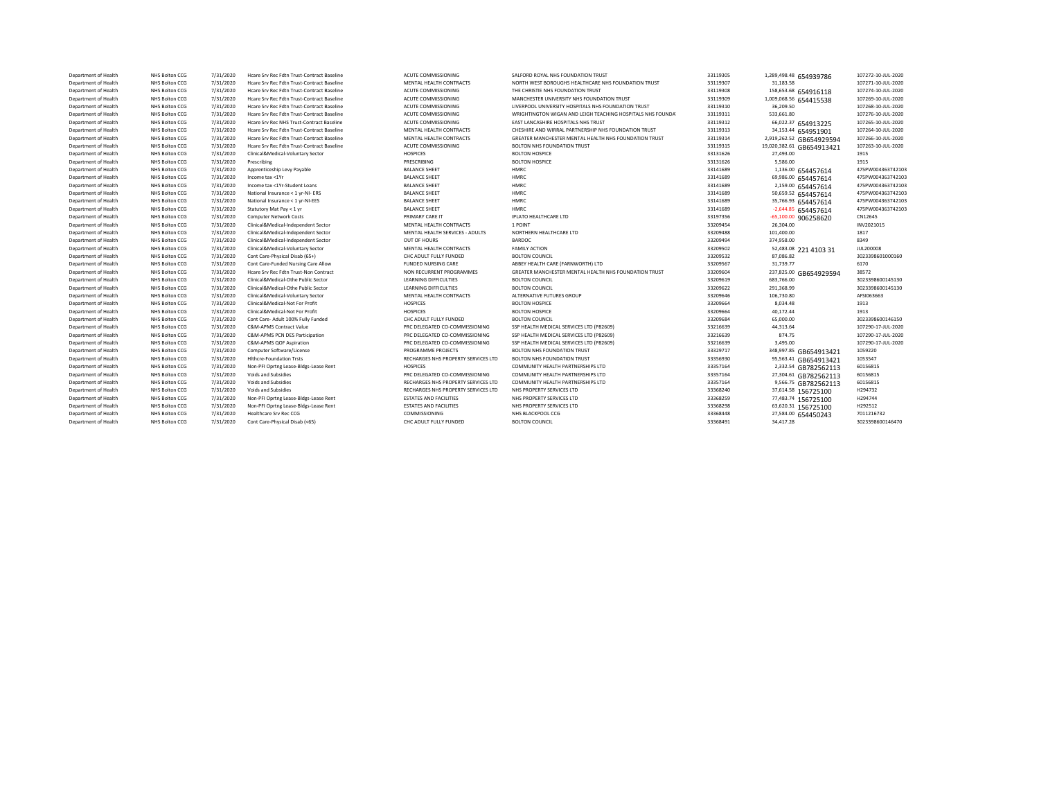| | | | | | | | | | |
|---|---|---|---|---|---|---|---|---|---|
| Department of Health | NHS Bolton CCG | 7/31/2020 | Hcare Srv Rec Fdtn Trust-Contract Baseline | ACUTE COMMISSIONING | SALFORD ROYAL NHS FOUNDATION TRUST | 33119305 | 1,289,498.48 | 654939786 | 107272-10-JUL-2020 |
| Department of Health | NHS Bolton CCG | 7/31/2020 | Hcare Srv Rec Fdtn Trust-Contract Baseline | MENTAL HEALTH CONTRACTS | NORTH WEST BOROUGHS HEALTHCARE NHS FOUNDATION TRUST | 33119307 | 31,183.58 | | 107271-10-JUL-2020 |
| Department of Health | NHS Bolton CCG | 7/31/2020 | Hcare Srv Rec Fdtn Trust-Contract Baseline | ACUTE COMMISSIONING | THE CHRISTIE NHS FOUNDATION TRUST | 33119308 | 158,653.68 | 654916118 | 107274-10-JUL-2020 |
| Department of Health | NHS Bolton CCG | 7/31/2020 | Hcare Srv Rec Fdtn Trust-Contract Baseline | ACUTE COMMISSIONING | MANCHESTER UNIVERSITY NHS FOUNDATION TRUST | 33119309 | 1,009,068.56 | 654415538 | 107269-10-JUL-2020 |
| Department of Health | NHS Bolton CCG | 7/31/2020 | Hcare Srv Rec Fdtn Trust-Contract Baseline | ACUTE COMMISSIONING | LIVERPOOL UNIVERSITY HOSPITALS NHS FOUNDATION TRUST | 33119310 | 36,209.50 | | 107268-10-JUL-2020 |
| Department of Health | NHS Bolton CCG | 7/31/2020 | Hcare Srv Rec Fdtn Trust-Contract Baseline | ACUTE COMMISSIONING | WRIGHTINGTON WIGAN AND LEIGH TEACHING HOSPITALS NHS FOUNDA | 33119311 | 533,661.80 | | 107276-10-JUL-2020 |
| Department of Health | NHS Bolton CCG | 7/31/2020 | Hcare Srv Rec NHS Trust-Contract Baseline | ACUTE COMMISSIONING | EAST LANCASHIRE HOSPITALS NHS TRUST | 33119312 | 66,022.37 | 654913225 | 107265-10-JUL-2020 |
| Department of Health | NHS Bolton CCG | 7/31/2020 | Hcare Srv Rec Fdtn Trust-Contract Baseline | MENTAL HEALTH CONTRACTS | CHESHIRE AND WIRRAL PARTNERSHIP NHS FOUNDATION TRUST | 33119313 | 34,153.44 | 654951901 | 107264-10-JUL-2020 |
| Department of Health | NHS Bolton CCG | 7/31/2020 | Hcare Srv Rec Fdtn Trust-Contract Baseline | MENTAL HEALTH CONTRACTS | GREATER MANCHESTER MENTAL HEALTH NHS FOUNDATION TRUST | 33119314 | 2,919,262.52 | GB654929594 | 107266-10-JUL-2020 |
| Department of Health | NHS Bolton CCG | 7/31/2020 | Hcare Srv Rec Fdtn Trust-Contract Baseline | ACUTE COMMISSIONING | BOLTON NHS FOUNDATION TRUST | 33119315 | 19,020,382.61 | GB654913421 | 107263-10-JUL-2020 |
| Department of Health | NHS Bolton CCG | 7/31/2020 | Clinical&Medical-Voluntary Sector | HOSPICES | BOLTON HOSPICE | 33131626 | 27,493.00 | | 1915 |
| Department of Health | NHS Bolton CCG | 7/31/2020 | Prescribing | PRESCRIBING | BOLTON HOSPICE | 33131626 | 5,586.00 | | 1915 |
| Department of Health | NHS Bolton CCG | 7/31/2020 | Apprenticeship Levy Payable | BALANCE SHEET | HMRC | 33141689 | 1,136.00 | 654457614 | 475PW004363742103 |
| Department of Health | NHS Bolton CCG | 7/31/2020 | Income tax <1Yr | BALANCE SHEET | HMRC | 33141689 | 69,986.00 | 654457614 | 475PW004363742103 |
| Department of Health | NHS Bolton CCG | 7/31/2020 | Income tax <1Yr-Student Loans | BALANCE SHEET | HMRC | 33141689 | 2,159.00 | 654457614 | 475PW004363742103 |
| Department of Health | NHS Bolton CCG | 7/31/2020 | National Insurance < 1 yr-NI- ERS | BALANCE SHEET | HMRC | 33141689 | 50,659.52 | 654457614 | 475PW004363742103 |
| Department of Health | NHS Bolton CCG | 7/31/2020 | National Insurance < 1 yr-NI-EES | BALANCE SHEET | HMRC | 33141689 | 35,766.93 | 654457614 | 475PW004363742103 |
| Department of Health | NHS Bolton CCG | 7/31/2020 | Statutory Mat Pay < 1 yr | BALANCE SHEET | HMRC | 33141689 | -2,644.85 | 654457614 | 475PW004363742103 |
| Department of Health | NHS Bolton CCG | 7/31/2020 | Computer Network Costs | PRIMARY CARE IT | IPLATO HEALTHCARE LTD | 33197356 | -65,100.00 | 906258620 | CN12645 |
| Department of Health | NHS Bolton CCG | 7/31/2020 | Clinical&Medical-Independent Sector | MENTAL HEALTH CONTRACTS | 1 POINT | 33209454 | 26,304.00 | | INV2021015 |
| Department of Health | NHS Bolton CCG | 7/31/2020 | Clinical&Medical-Independent Sector | MENTAL HEALTH SERVICES - ADULTS | NORTHERN HEALTHCARE LTD | 33209488 | 101,400.00 | | 1817 |
| Department of Health | NHS Bolton CCG | 7/31/2020 | Clinical&Medical-Independent Sector | OUT OF HOURS | BARDOC | 33209494 | 374,958.00 | | 8349 |
| Department of Health | NHS Bolton CCG | 7/31/2020 | Clinical&Medical-Voluntary Sector | MENTAL HEALTH CONTRACTS | FAMILY ACTION | 33209502 | 52,483.08 | 221 4103 31 | JUL200008 |
| Department of Health | NHS Bolton CCG | 7/31/2020 | Cont Care-Physical Disab (65+) | CHC ADULT FULLY FUNDED | BOLTON COUNCIL | 33209532 | 87,086.82 | | 3023398601000160 |
| Department of Health | NHS Bolton CCG | 7/31/2020 | Cont Care-Funded Nursing Care Allow | FUNDED NURSING CARE | ABBEY HEALTH CARE (FARNWORTH) LTD | 33209567 | 31,739.77 | | 6170 |
| Department of Health | NHS Bolton CCG | 7/31/2020 | Hcare Srv Rec Fdtn Trust-Non Contract | NON RECURRENT PROGRAMMES | GREATER MANCHESTER MENTAL HEALTH NHS FOUNDATION TRUST | 33209604 | 237,825.00 | GB654929594 | 38572 |
| Department of Health | NHS Bolton CCG | 7/31/2020 | Clinical&Medical-Othe Public Sector | LEARNING DIFFICULTIES | BOLTON COUNCIL | 33209619 | 683,766.00 | | 3023398600145130 |
| Department of Health | NHS Bolton CCG | 7/31/2020 | Clinical&Medical-Othe Public Sector | LEARNING DIFFICULTIES | BOLTON COUNCIL | 33209622 | 291,368.99 | | 3023398600145130 |
| Department of Health | NHS Bolton CCG | 7/31/2020 | Clinical&Medical-Voluntary Sector | MENTAL HEALTH CONTRACTS | ALTERNATIVE FUTURES GROUP | 33209646 | 106,730.80 | | AFSI063663 |
| Department of Health | NHS Bolton CCG | 7/31/2020 | Clinical&Medical-Not For Profit | HOSPICES | BOLTON HOSPICE | 33209664 | 8,034.48 | | 1913 |
| Department of Health | NHS Bolton CCG | 7/31/2020 | Clinical&Medical-Not For Profit | HOSPICES | BOLTON HOSPICE | 33209664 | 40,172.44 | | 1913 |
| Department of Health | NHS Bolton CCG | 7/31/2020 | Cont Care- Adult 100% Fully Funded | CHC ADULT FULLY FUNDED | BOLTON COUNCIL | 33209684 | 65,000.00 | | 3023398600146150 |
| Department of Health | NHS Bolton CCG | 7/31/2020 | C&M-APMS Contract Value | PRC DELEGATED CO-COMMISSIONING | SSP HEALTH MEDICAL SERVICES LTD (P82609) | 33216639 | 44,313.64 | | 107290-17-JUL-2020 |
| Department of Health | NHS Bolton CCG | 7/31/2020 | C&M-APMS PCN DES Participation | PRC DELEGATED CO-COMMISSIONING | SSP HEALTH MEDICAL SERVICES LTD (P82609) | 33216639 | 874.75 | | 107290-17-JUL-2020 |
| Department of Health | NHS Bolton CCG | 7/31/2020 | C&M-APMS QOF Aspiration | PRC DELEGATED CO-COMMISSIONING | SSP HEALTH MEDICAL SERVICES LTD (P82609) | 33216639 | 3,495.00 | | 107290-17-JUL-2020 |
| Department of Health | NHS Bolton CCG | 7/31/2020 | Computer Software/License | PROGRAMME PROJECTS | BOLTON NHS FOUNDATION TRUST | 33329717 | 348,997.85 | GB654913421 | 1059220 |
| Department of Health | NHS Bolton CCG | 7/31/2020 | Hlthcre-Foundation Trsts | RECHARGES NHS PROPERTY SERVICES LTD | BOLTON NHS FOUNDATION TRUST | 33356930 | 95,563.41 | GB654913421 | 1053547 |
| Department of Health | NHS Bolton CCG | 7/31/2020 | Non-PFI Oprtng Lease-Bldgs-Lease Rent | HOSPICES | COMMUNITY HEALTH PARTNERSHIPS LTD | 33357164 | 2,332.54 | GB782562113 | 60156815 |
| Department of Health | NHS Bolton CCG | 7/31/2020 | Voids and Subsidies | PRC DELEGATED CO-COMMISSIONING | COMMUNITY HEALTH PARTNERSHIPS LTD | 33357164 | 27,304.61 | GB782562113 | 60156815 |
| Department of Health | NHS Bolton CCG | 7/31/2020 | Voids and Subsidies | RECHARGES NHS PROPERTY SERVICES LTD | COMMUNITY HEALTH PARTNERSHIPS LTD | 33357164 | 9,566.75 | GB782562113 | 60156815 |
| Department of Health | NHS Bolton CCG | 7/31/2020 | Voids and Subsidies | RECHARGES NHS PROPERTY SERVICES LTD | NHS PROPERTY SERVICES LTD | 33368240 | 37,614.58 | 156725100 | H294732 |
| Department of Health | NHS Bolton CCG | 7/31/2020 | Non-PFI Oprtng Lease-Bldgs-Lease Rent | ESTATES AND FACILITIES | NHS PROPERTY SERVICES LTD | 33368259 | 77,483.74 | 156725100 | H294744 |
| Department of Health | NHS Bolton CCG | 7/31/2020 | Non-PFI Oprtng Lease-Bldgs-Lease Rent | ESTATES AND FACILITIES | NHS PROPERTY SERVICES LTD | 33368298 | 63,620.31 | 156725100 | H292512 |
| Department of Health | NHS Bolton CCG | 7/31/2020 | Healthcare Srv Rec CCG | COMMISSIONING | NHS BLACKPOOL CCG | 33368448 | 27,584.00 | 654450243 | 7011216732 |
| Department of Health | NHS Bolton CCG | 7/31/2020 | Cont Care-Physical Disab (<65) | CHC ADULT FULLY FUNDED | BOLTON COUNCIL | 33368491 | 34,417.28 | | 3023398600146470 |